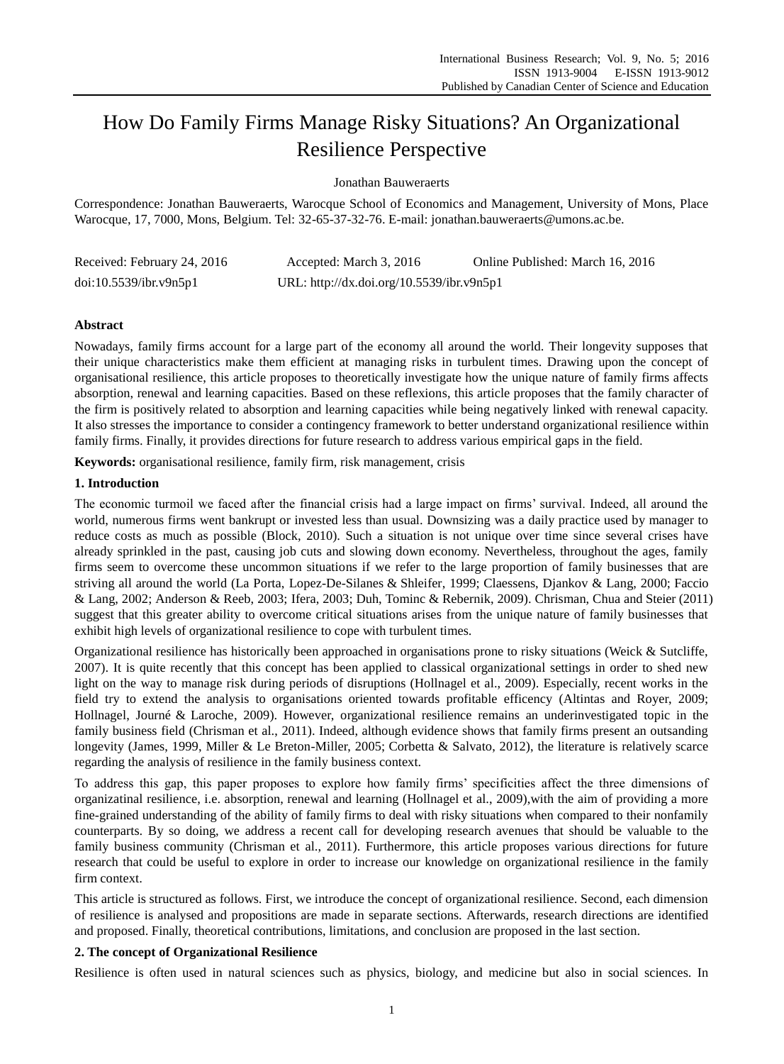# How Do Family Firms Manage Risky Situations? An Organizational Resilience Perspective

Jonathan Bauweraerts

Correspondence: Jonathan Bauweraerts, Warocque School of Economics and Management, University of Mons, Place Warocque, 17, 7000, Mons, Belgium. Tel: 32-65-37-32-76. E-mail: jonathan.bauweraerts@umons.ac.be.

Received: February 24, 2016 Accepted: March 3, 2016 Online Published: March 16, 2016

doi:10.5539/ibr.v9n5p1 URL: http://dx.doi.org/10.5539/ibr.v9n5p1

## Abstract

Nowadays, family firms account for a large part of the economy all around the world. Their longevity supposes that their unique characteristics make them efficient at managing risks in turbulent times. Drawing upon the concept of organisational resilience, this article proposes to theoretically investigate how the unique nature of family firms affects absorption, renewal and learning capacities. Based on these reflexions, this article proposes that the family character of the firm is positively related to absorption and learning capacities while being negatively linked with renewal capacity. It also stresses the importance to consider a contingency framework to better understand organizational resilience within family firms. Finally, it provides directions for future research to address various empirical gaps in the field.

**Keywords:** organisational resilience, family firm, risk management, crisis

## 1. Introduction

The economic turmoil we faced after the financial crisis had a large impact on firms' survival. Indeed, all around the world, numerous firms went bankrupt or invested less than usual. Downsizing was a daily practice used by manager to reduce costs as much as possible (Block, 2010). Such a situation is not unique over time since several crises have already sprinkled in the past, causing job cuts and slowing down economy. Nevertheless, throughout the ages, family firms seem to overcome these uncommon situations if we refer to the large proportion of family businesses that are striving all around the world (La Porta, Lopez-De-Silanes & Shleifer, 1999; Claessens, Djankov & Lang, 2000; Faccio & Lang, 2002; Anderson & Reeb, 2003; Ifera, 2003; Duh, Tominc & Rebernik, 2009). Chrisman, Chua and Steier (2011) suggest that this greater ability to overcome critical situations arises from the unique nature of family businesses that exhibit high levels of organizational resilience to cope with turbulent times.

Organizational resilience has historically been approached in organisations prone to risky situations (Weick & Sutcliffe, 2007). It is quite recently that this concept has been applied to classical organizational settings in order to shed new light on the way to manage risk during periods of disruptions (Hollnagel et al., 2009). Especially, recent works in the field try to extend the analysis to organisations oriented towards profitable efficency (Altintas and Royer, 2009; Hollnagel, Journé & Laroche, 2009). However, organizational resilience remains an underinvestigated topic in the family business field (Chrisman et al., 2011). Indeed, although evidence shows that family firms present an outsanding longevity (James, 1999, Miller & Le Breton-Miller, 2005; Corbetta & Salvato, 2012), the literature is relatively scarce regarding the analysis of resilience in the family business context.

To address this gap, this paper proposes to explore how family firms' specificities affect the three dimensions of organizatinal resilience, i.e. absorption, renewal and learning (Hollnagel et al., 2009),with the aim of providing a more fine-grained understanding of the ability of family firms to deal with risky situations when compared to their nonfamily counterparts. By so doing, we address a recent call for developing research avenues that should be valuable to the family business community (Chrisman et al., 2011). Furthermore, this article proposes various directions for future research that could be useful to explore in order to increase our knowledge on organizational resilience in the family firm context.

This article is structured as follows. First, we introduce the concept of organizational resilience. Second, each dimension of resilience is analysed and propositions are made in separate sections. Afterwards, research directions are identified and proposed. Finally, theoretical contributions, limitations, and conclusion are proposed in the last section.

## 2. The concept of Organizational Resilience

Resilience is often used in natural sciences such as physics, biology, and medicine but also in social sciences. In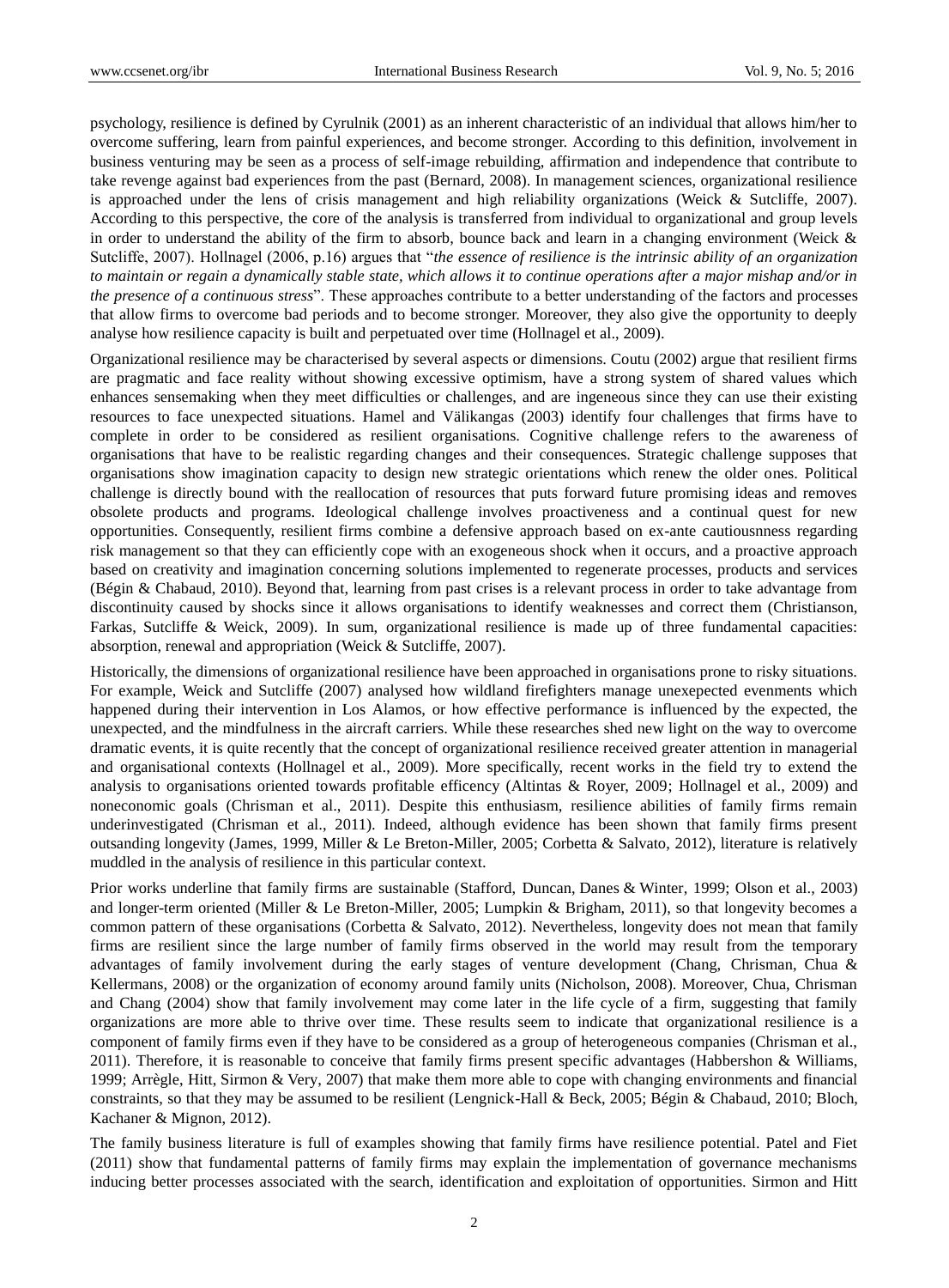psychology, resilience is defined by Cyrulnik (2001) as an inherent characteristic of an individual that allows him/her to overcome suffering, learn from painful experiences, and become stronger. According to this definition, involvement in business venturing may be seen as a process of self-image rebuilding, affirmation and independence that contribute to take revenge against bad experiences from the past (Bernard, 2008). In management sciences, organizational resilience is approached under the lens of crisis management and high reliability organizations (Weick & Sutcliffe, 2007). According to this perspective, the core of the analysis is transferred from individual to organizational and group levels in order to understand the ability of the firm to absorb, bounce back and learn in a changing environment (Weick & Sutcliffe, 2007). Hollnagel (2006, p.16) argues that "*the essence of resilience is the intrinsic ability of an organization to maintain or regain a dynamically stable state, which allows it to continue operations after a major mishap and/or in the presence of a continuous stress*". These approaches contribute to a better understanding of the factors and processes that allow firms to overcome bad periods and to become stronger. Moreover, they also give the opportunity to deeply analyse how resilience capacity is built and perpetuated over time (Hollnagel et al., 2009).

Organizational resilience may be characterised by several aspects or dimensions. Coutu (2002) argue that resilient firms are pragmatic and face reality without showing excessive optimism, have a strong system of shared values which enhances sensemaking when they meet difficulties or challenges, and are ingeneous since they can use their existing resources to face unexpected situations. Hamel and Välikangas (2003) identify four challenges that firms have to complete in order to be considered as resilient organisations. Cognitive challenge refers to the awareness of organisations that have to be realistic regarding changes and their consequences. Strategic challenge supposes that organisations show imagination capacity to design new strategic orientations which renew the older ones. Political challenge is directly bound with the reallocation of resources that puts forward future promising ideas and removes obsolete products and programs. Ideological challenge involves proactiveness and a continual quest for new opportunities. Consequently, resilient firms combine a defensive approach based on ex-ante cautiousnness regarding risk management so that they can efficiently cope with an exogeneous shock when it occurs, and a proactive approach based on creativity and imagination concerning solutions implemented to regenerate processes, products and services (Bégin & Chabaud, 2010). Beyond that, learning from past crises is a relevant process in order to take advantage from discontinuity caused by shocks since it allows organisations to identify weaknesses and correct them (Christianson, Farkas, Sutcliffe & Weick, 2009). In sum, organizational resilience is made up of three fundamental capacities: absorption, renewal and appropriation (Weick & Sutcliffe, 2007).

Historically, the dimensions of organizational resilience have been approached in organisations prone to risky situations. For example, Weick and Sutcliffe (2007) analysed how wildland firefighters manage unexepected evenments which happened during their intervention in Los Alamos, or how effective performance is influenced by the expected, the unexpected, and the mindfulness in the aircraft carriers. While these researches shed new light on the way to overcome dramatic events, it is quite recently that the concept of organizational resilience received greater attention in managerial and organisational contexts (Hollnagel et al., 2009). More specifically, recent works in the field try to extend the analysis to organisations oriented towards profitable efficency (Altintas & Royer, 2009; Hollnagel et al., 2009) and noneconomic goals (Chrisman et al., 2011). Despite this enthusiasm, resilience abilities of family firms remain underinvestigated (Chrisman et al., 2011). Indeed, although evidence has been shown that family firms present outsanding longevity (James, 1999, Miller & Le Breton-Miller, 2005; Corbetta & Salvato, 2012), literature is relatively muddled in the analysis of resilience in this particular context.

Prior works underline that family firms are sustainable (Stafford, Duncan, Danes & Winter, 1999; Olson et al., 2003) and longer-term oriented (Miller & Le Breton-Miller, 2005; Lumpkin & Brigham, 2011), so that longevity becomes a common pattern of these organisations (Corbetta & Salvato, 2012). Nevertheless, longevity does not mean that family firms are resilient since the large number of family firms observed in the world may result from the temporary advantages of family involvement during the early stages of venture development (Chang, Chrisman, Chua & Kellermans, 2008) or the organization of economy around family units (Nicholson, 2008). Moreover, Chua, Chrisman and Chang (2004) show that family involvement may come later in the life cycle of a firm, suggesting that family organizations are more able to thrive over time. These results seem to indicate that organizational resilience is a component of family firms even if they have to be considered as a group of heterogeneous companies (Chrisman et al., 2011). Therefore, it is reasonable to conceive that family firms present specific advantages (Habbershon & Williams, 1999; Arrègle, Hitt, Sirmon & Very, 2007) that make them more able to cope with changing environments and financial constraints, so that they may be assumed to be resilient (Lengnick-Hall & Beck, 2005; Bégin & Chabaud, 2010; Bloch, Kachaner & Mignon, 2012).

The family business literature is full of examples showing that family firms have resilience potential. Patel and Fiet (2011) show that fundamental patterns of family firms may explain the implementation of governance mechanisms inducing better processes associated with the search, identification and exploitation of opportunities. Sirmon and Hitt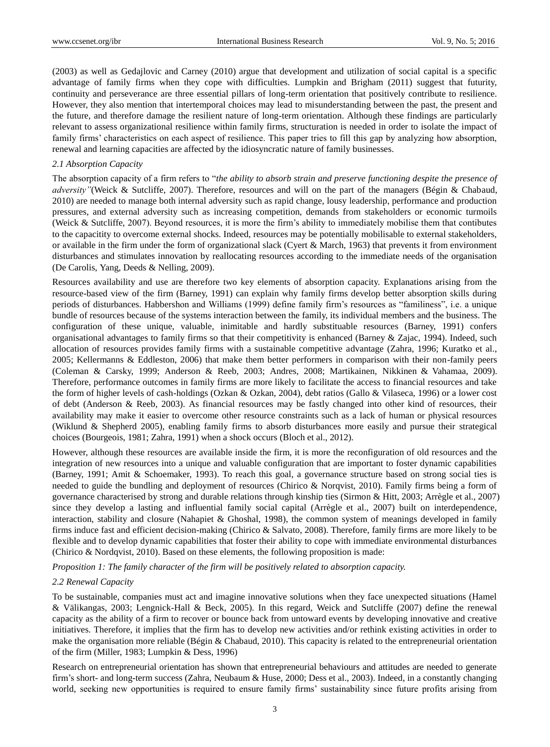(2003) as well as Gedajlovic and Carney (2010) argue that development and utilization of social capital is a specific advantage of family firms when they cope with difficulties. Lumpkin and Brigham (2011) suggest that futurity, continuity and perseverance are three essential pillars of long-term orientation that positively contribute to resilience. However, they also mention that intertemporal choices may lead to misunderstanding between the past, the present and the future, and therefore damage the resilient nature of long-term orientation. Although these findings are particularly relevant to assess organizational resilience within family firms, structuration is needed in order to isolate the impact of family firms' characteristics on each aspect of resilience. This paper tries to fill this gap by analyzing how absorption, renewal and learning capacities are affected by the idiosyncratic nature of family businesses.

### 2.1 Absorption Capacity

The absorption capacity of a firm refers to "*the ability to absorb strain and preserve functioning despite the presence of adversity*"(Weick & Sutcliffe, 2007). Therefore, resources and will on the part of the managers (Bégin & Chabaud, 2010) are needed to manage both internal adversity such as rapid change, lousy leadership, performance and production pressures, and external adversity such as increasing competition, demands from stakeholders or economic turmoils (Weick & Sutcliffe, 2007). Beyond resources, it is more the firm's ability to immediately mobilise them that contibutes to the capacitity to overcome external shocks. Indeed, resources may be potentially mobilisable to external stakeholders, or available in the firm under the form of organizational slack (Cyert & March, 1963) that prevents it from environment disturbances and stimulates innovation by reallocating resources according to the immediate needs of the organisation (De Carolis, Yang, Deeds & Nelling, 2009).

Resources availability and use are therefore two key elements of absorption capacity. Explanations arising from the resource-based view of the firm (Barney, 1991) can explain why family firms develop better absorption skills during periods of disturbances. Habbershon and Williams (1999) define family firm's resources as "familiness", i.e. a unique bundle of resources because of the systems interaction between the family, its individual members and the business. The configuration of these unique, valuable, inimitable and hardly substituable resources (Barney, 1991) confers organisational advantages to family firms so that their competitivity is enhanced (Barney & Zajac, 1994). Indeed, such allocation of resources provides family firms with a sustainable competitive advantage (Zahra, 1996; Kuratko et al., 2005; Kellermanns & Eddleston, 2006) that make them better performers in comparison with their non-family peers (Coleman & Carsky, 1999; Anderson & Reeb, 2003; Andres, 2008; Martikainen, Nikkinen & Vahamaa, 2009). Therefore, performance outcomes in family firms are more likely to facilitate the access to financial resources and take the form of higher levels of cash-holdings (Ozkan & Ozkan, 2004), debt ratios (Gallo & Vilaseca, 1996) or a lower cost of debt (Anderson & Reeb, 2003). As financial resources may be fastly changed into other kind of resources, their availability may make it easier to overcome other resource constraints such as a lack of human or physical resources (Wiklund & Shepherd 2005), enabling family firms to absorb disturbances more easily and pursue their strategical choices (Bourgeois, 1981; Zahra, 1991) when a shock occurs (Bloch et al., 2012).

However, although these resources are available inside the firm, it is more the reconfiguration of old resources and the integration of new resources into a unique and valuable configuration that are important to foster dynamic capabilities (Barney, 1991; Amit & Schoemaker, 1993). To reach this goal, a governance structure based on strong social ties is needed to guide the bundling and deployment of resources (Chirico & Norqvist, 2010). Family firms being a form of governance characterised by strong and durable relations through kinship ties (Sirmon & Hitt, 2003; Arrègle et al., 2007) since they develop a lasting and influential family social capital (Arrègle et al., 2007) built on interdependence, interaction, stability and closure (Nahapiet & Ghoshal, 1998), the common system of meanings developed in family firms induce fast and efficient decision-making (Chirico & Salvato, 2008). Therefore, family firms are more likely to be flexible and to develop dynamic capabilities that foster their ability to cope with immediate environmental disturbances (Chirico & Nordqvist, 2010). Based on these elements, the following proposition is made:

*Proposition 1: The family character of the firm will be positively related to absorption capacity.*

### 2.2 Renewal Capacity

To be sustainable, companies must act and imagine innovative solutions when they face unexpected situations (Hamel & Välikangas, 2003; Lengnick-Hall & Beck, 2005). In this regard, Weick and Sutcliffe (2007) define the renewal capacity as the ability of a firm to recover or bounce back from untoward events by developing innovative and creative initiatives. Therefore, it implies that the firm has to develop new activities and/or rethink existing activities in order to make the organisation more reliable (Bégin & Chabaud, 2010). This capacity is related to the entrepreneurial orientation of the firm (Miller, 1983; Lumpkin & Dess, 1996)

Research on entrepreneurial orientation has shown that entrepreneurial behaviours and attitudes are needed to generate firm's short- and long-term success (Zahra, Neubaum & Huse, 2000; Dess et al., 2003). Indeed, in a constantly changing world, seeking new opportunities is required to ensure family firms' sustainability since future profits arising from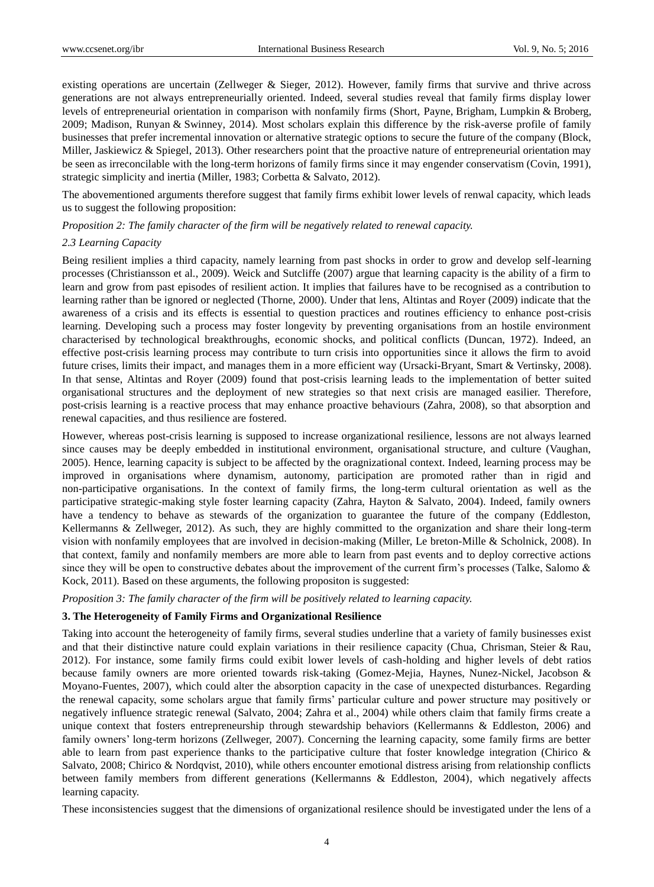existing operations are uncertain (Zellweger & Sieger, 2012). However, family firms that survive and thrive across generations are not always entrepreneurially oriented. Indeed, several studies reveal that family firms display lower levels of entrepreneurial orientation in comparison with nonfamily firms (Short, Payne, Brigham, Lumpkin & Broberg, 2009; Madison, Runyan & Swinney, 2014). Most scholars explain this difference by the risk-averse profile of family businesses that prefer incremental innovation or alternative strategic options to secure the future of the company (Block, Miller, Jaskiewicz & Spiegel, 2013). Other researchers point that the proactive nature of entrepreneurial orientation may be seen as irreconcilable with the long-term horizons of family firms since it may engender conservatism (Covin, 1991), strategic simplicity and inertia (Miller, 1983; Corbetta & Salvato, 2012).

The abovementioned arguments therefore suggest that family firms exhibit lower levels of renwal capacity, which leads us to suggest the following proposition:

*Proposition 2: The family character of the firm will be negatively related to renewal capacity.*

### *2.3 Learning Capacity*

Being resilient implies a third capacity, namely learning from past shocks in order to grow and develop self-learning processes (Christiansson et al., 2009). Weick and Sutcliffe (2007) argue that learning capacity is the ability of a firm to learn and grow from past episodes of resilient action. It implies that failures have to be recognised as a contribution to learning rather than be ignored or neglected (Thorne, 2000). Under that lens, Altintas and Royer (2009) indicate that the awareness of a crisis and its effects is essential to question practices and routines efficiency to enhance post-crisis learning. Developing such a process may foster longevity by preventing organisations from an hostile environment characterised by technological breakthroughs, economic shocks, and political conflicts (Duncan, 1972). Indeed, an effective post-crisis learning process may contribute to turn crisis into opportunities since it allows the firm to avoid future crises, limits their impact, and manages them in a more efficient way (Ursacki-Bryant, Smart & Vertinsky, 2008). In that sense, Altintas and Royer (2009) found that post-crisis learning leads to the implementation of better suited organisational structures and the deployment of new strategies so that next crisis are managed easilier. Therefore, post-crisis learning is a reactive process that may enhance proactive behaviours (Zahra, 2008), so that absorption and renewal capacities, and thus resilience are fostered.

However, whereas post-crisis learning is supposed to increase organizational resilience, lessons are not always learned since causes may be deeply embedded in institutional environment, organisational structure, and culture (Vaughan, 2005). Hence, learning capacity is subject to be affected by the oragnizational context. Indeed, learning process may be improved in organisations where dynamism, autonomy, participation are promoted rather than in rigid and non-participative organisations. In the context of family firms, the long-term cultural orientation as well as the participative strategic-making style foster learning capacity (Zahra, Hayton & Salvato, 2004). Indeed, family owners have a tendency to behave as stewards of the organization to guarantee the future of the company (Eddleston, Kellermanns & Zellweger, 2012). As such, they are highly committed to the organization and share their long-term vision with nonfamily employees that are involved in decision-making (Miller, Le breton-Mille & Scholnick, 2008). In that context, family and nonfamily members are more able to learn from past events and to deploy corrective actions since they will be open to constructive debates about the improvement of the current firm's processes (Talke, Salomo & Kock, 2011). Based on these arguments, the following propositon is suggested:

*Proposition 3: The family character of the firm will be positively related to learning capacity.*

## **3. The Heterogeneity of Family Firms and Organizational Resilience**

Taking into account the heterogeneity of family firms, several studies underline that a variety of family businesses exist and that their distinctive nature could explain variations in their resilience capacity (Chua, Chrisman, Steier & Rau, 2012). For instance, some family firms could exibit lower levels of cash-holding and higher levels of debt ratios because family owners are more oriented towards risk-taking (Gomez-Mejia, Haynes, Nunez-Nickel, Jacobson & Moyano-Fuentes, 2007), which could alter the absorption capacity in the case of unexpected disturbances. Regarding the renewal capacity, some scholars argue that family firms' particular culture and power structure may positively or negatively influence strategic renewal (Salvato, 2004; Zahra et al., 2004) while others claim that family firms create a unique context that fosters entrepreneurship through stewardship behaviors (Kellermanns & Eddleston, 2006) and family owners' long-term horizons (Zellweger, 2007). Concerning the learning capacity, some family firms are better able to learn from past experience thanks to the participative culture that foster knowledge integration (Chirico & Salvato, 2008; Chirico & Nordqvist, 2010), while others encounter emotional distress arising from relationship conflicts between family members from different generations (Kellermanns & Eddleston, 2004), which negatively affects learning capacity.

These inconsistencies suggest that the dimensions of organizational resilience should be investigated under the lens of a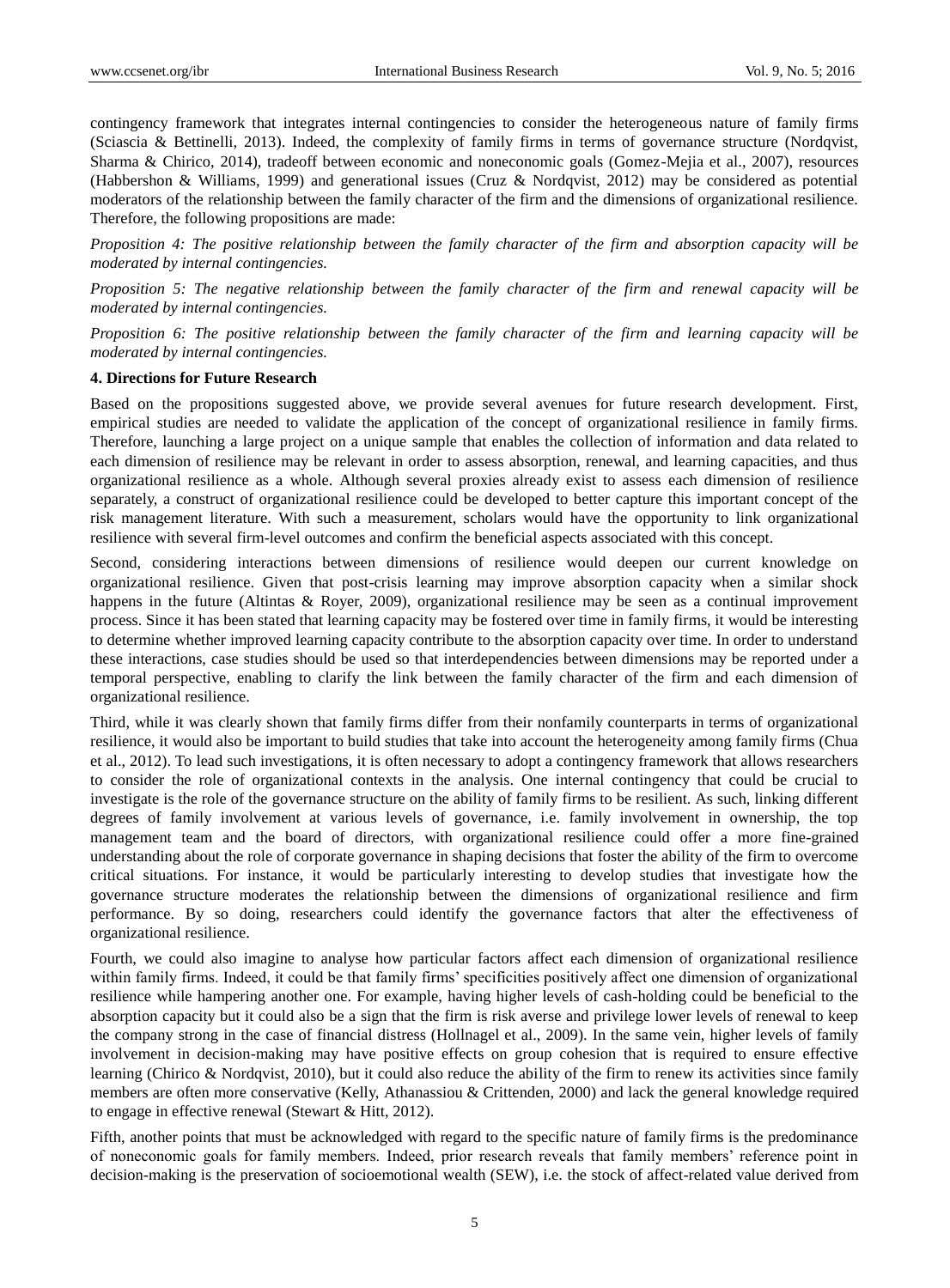contingency framework that integrates internal contingencies to consider the heterogeneous nature of family firms (Sciascia & Bettinelli, 2013). Indeed, the complexity of family firms in terms of governance structure (Nordqvist, Sharma & Chirico, 2014), tradeoff between economic and noneconomic goals (Gomez-Mejia et al., 2007), resources (Habbershon & Williams, 1999) and generational issues (Cruz & Nordqvist, 2012) may be considered as potential moderators of the relationship between the family character of the firm and the dimensions of organizational resilience. Therefore, the following propositions are made:

*Proposition 4: The positive relationship between the family character of the firm and absorption capacity will be moderated by internal contingencies.*

*Proposition 5: The negative relationship between the family character of the firm and renewal capacity will be moderated by internal contingencies.*

*Proposition 6: The positive relationship between the family character of the firm and learning capacity will be moderated by internal contingencies.*

## 4. Directions for Future Research

Based on the propositions suggested above, we provide several avenues for future research development. First, empirical studies are needed to validate the application of the concept of organizational resilience in family firms. Therefore, launching a large project on a unique sample that enables the collection of information and data related to each dimension of resilience may be relevant in order to assess absorption, renewal, and learning capacities, and thus organizational resilience as a whole. Although several proxies already exist to assess each dimension of resilience separately, a construct of organizational resilience could be developed to better capture this important concept of the risk management literature. With such a measurement, scholars would have the opportunity to link organizational resilience with several firm-level outcomes and confirm the beneficial aspects associated with this concept.

Second, considering interactions between dimensions of resilience would deepen our current knowledge on organizational resilience. Given that post-crisis learning may improve absorption capacity when a similar shock happens in the future (Altintas & Royer, 2009), organizational resilience may be seen as a continual improvement process. Since it has been stated that learning capacity may be fostered over time in family firms, it would be interesting to determine whether improved learning capacity contribute to the absorption capacity over time. In order to understand these interactions, case studies should be used so that interdependencies between dimensions may be reported under a temporal perspective, enabling to clarify the link between the family character of the firm and each dimension of organizational resilience.

Third, while it was clearly shown that family firms differ from their nonfamily counterparts in terms of organizational resilience, it would also be important to build studies that take into account the heterogeneity among family firms (Chua et al., 2012). To lead such investigations, it is often necessary to adopt a contingency framework that allows researchers to consider the role of organizational contexts in the analysis. One internal contingency that could be crucial to investigate is the role of the governance structure on the ability of family firms to be resilient. As such, linking different degrees of family involvement at various levels of governance, i.e. family involvement in ownership, the top management team and the board of directors, with organizational resilience could offer a more fine-grained understanding about the role of corporate governance in shaping decisions that foster the ability of the firm to overcome critical situations. For instance, it would be particularly interesting to develop studies that investigate how the governance structure moderates the relationship between the dimensions of organizational resilience and firm performance. By so doing, researchers could identify the governance factors that alter the effectiveness of organizational resilience.

Fourth, we could also imagine to analyse how particular factors affect each dimension of organizational resilience within family firms. Indeed, it could be that family firms' specificities positively affect one dimension of organizational resilience while hampering another one. For example, having higher levels of cash-holding could be beneficial to the absorption capacity but it could also be a sign that the firm is risk averse and privilege lower levels of renewal to keep the company strong in the case of financial distress (Hollnagel et al., 2009). In the same vein, higher levels of family involvement in decision-making may have positive effects on group cohesion that is required to ensure effective learning (Chirico & Nordqvist, 2010), but it could also reduce the ability of the firm to renew its activities since family members are often more conservative (Kelly, Athanassiou & Crittenden, 2000) and lack the general knowledge required to engage in effective renewal (Stewart & Hitt, 2012).

Fifth, another points that must be acknowledged with regard to the specific nature of family firms is the predominance of noneconomic goals for family members. Indeed, prior research reveals that family members' reference point in decision-making is the preservation of socioemotional wealth (SEW), i.e. the stock of affect-related value derived from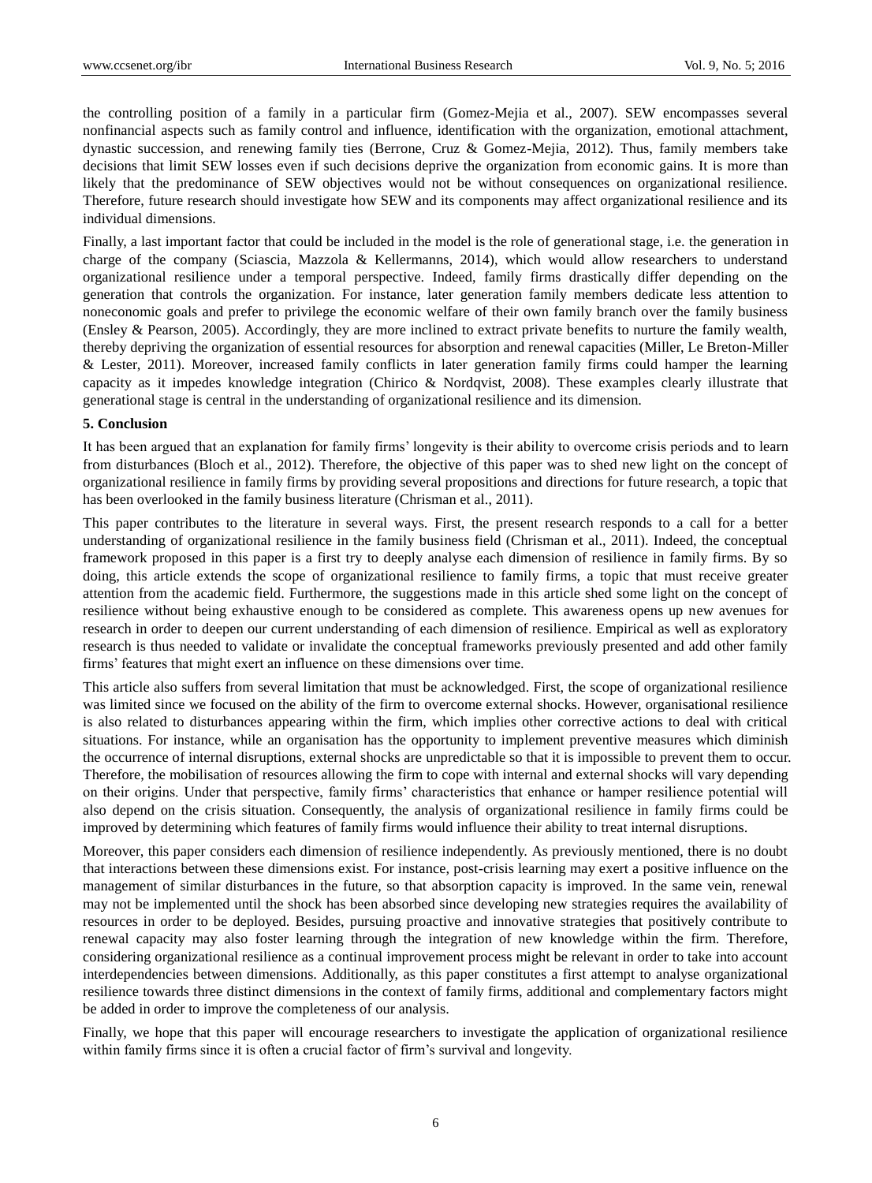the controlling position of a family in a particular firm (Gomez-Mejia et al., 2007). SEW encompasses several nonfinancial aspects such as family control and influence, identification with the organization, emotional attachment, dynastic succession, and renewing family ties (Berrone, Cruz & Gomez-Mejia, 2012). Thus, family members take decisions that limit SEW losses even if such decisions deprive the organization from economic gains. It is more than likely that the predominance of SEW objectives would not be without consequences on organizational resilience. Therefore, future research should investigate how SEW and its components may affect organizational resilience and its individual dimensions.

Finally, a last important factor that could be included in the model is the role of generational stage, i.e. the generation in charge of the company (Sciascia, Mazzola & Kellermanns, 2014), which would allow researchers to understand organizational resilience under a temporal perspective. Indeed, family firms drastically differ depending on the generation that controls the organization. For instance, later generation family members dedicate less attention to noneconomic goals and prefer to privilege the economic welfare of their own family branch over the family business (Ensley & Pearson, 2005). Accordingly, they are more inclined to extract private benefits to nurture the family wealth, thereby depriving the organization of essential resources for absorption and renewal capacities (Miller, Le Breton-Miller & Lester, 2011). Moreover, increased family conflicts in later generation family firms could hamper the learning capacity as it impedes knowledge integration (Chirico & Nordqvist, 2008). These examples clearly illustrate that generational stage is central in the understanding of organizational resilience and its dimension.

## 5. Conclusion

It has been argued that an explanation for family firms' longevity is their ability to overcome crisis periods and to learn from disturbances (Bloch et al., 2012). Therefore, the objective of this paper was to shed new light on the concept of organizational resilience in family firms by providing several propositions and directions for future research, a topic that has been overlooked in the family business literature (Chrisman et al., 2011).

This paper contributes to the literature in several ways. First, the present research responds to a call for a better understanding of organizational resilience in the family business field (Chrisman et al., 2011). Indeed, the conceptual framework proposed in this paper is a first try to deeply analyse each dimension of resilience in family firms. By so doing, this article extends the scope of organizational resilience to family firms, a topic that must receive greater attention from the academic field. Furthermore, the suggestions made in this article shed some light on the concept of resilience without being exhaustive enough to be considered as complete. This awareness opens up new avenues for research in order to deepen our current understanding of each dimension of resilience. Empirical as well as exploratory research is thus needed to validate or invalidate the conceptual frameworks previously presented and add other family firms' features that might exert an influence on these dimensions over time.

This article also suffers from several limitation that must be acknowledged. First, the scope of organizational resilience was limited since we focused on the ability of the firm to overcome external shocks. However, organisational resilience is also related to disturbances appearing within the firm, which implies other corrective actions to deal with critical situations. For instance, while an organisation has the opportunity to implement preventive measures which diminish the occurrence of internal disruptions, external shocks are unpredictable so that it is impossible to prevent them to occur. Therefore, the mobilisation of resources allowing the firm to cope with internal and external shocks will vary depending on their origins. Under that perspective, family firms' characteristics that enhance or hamper resilience potential will also depend on the crisis situation. Consequently, the analysis of organizational resilience in family firms could be improved by determining which features of family firms would influence their ability to treat internal disruptions.

Moreover, this paper considers each dimension of resilience independently. As previously mentioned, there is no doubt that interactions between these dimensions exist. For instance, post-crisis learning may exert a positive influence on the management of similar disturbances in the future, so that absorption capacity is improved. In the same vein, renewal may not be implemented until the shock has been absorbed since developing new strategies requires the availability of resources in order to be deployed. Besides, pursuing proactive and innovative strategies that positively contribute to renewal capacity may also foster learning through the integration of new knowledge within the firm. Therefore, considering organizational resilience as a continual improvement process might be relevant in order to take into account interdependencies between dimensions. Additionally, as this paper constitutes a first attempt to analyse organizational resilience towards three distinct dimensions in the context of family firms, additional and complementary factors might be added in order to improve the completeness of our analysis.

Finally, we hope that this paper will encourage researchers to investigate the application of organizational resilience within family firms since it is often a crucial factor of firm's survival and longevity.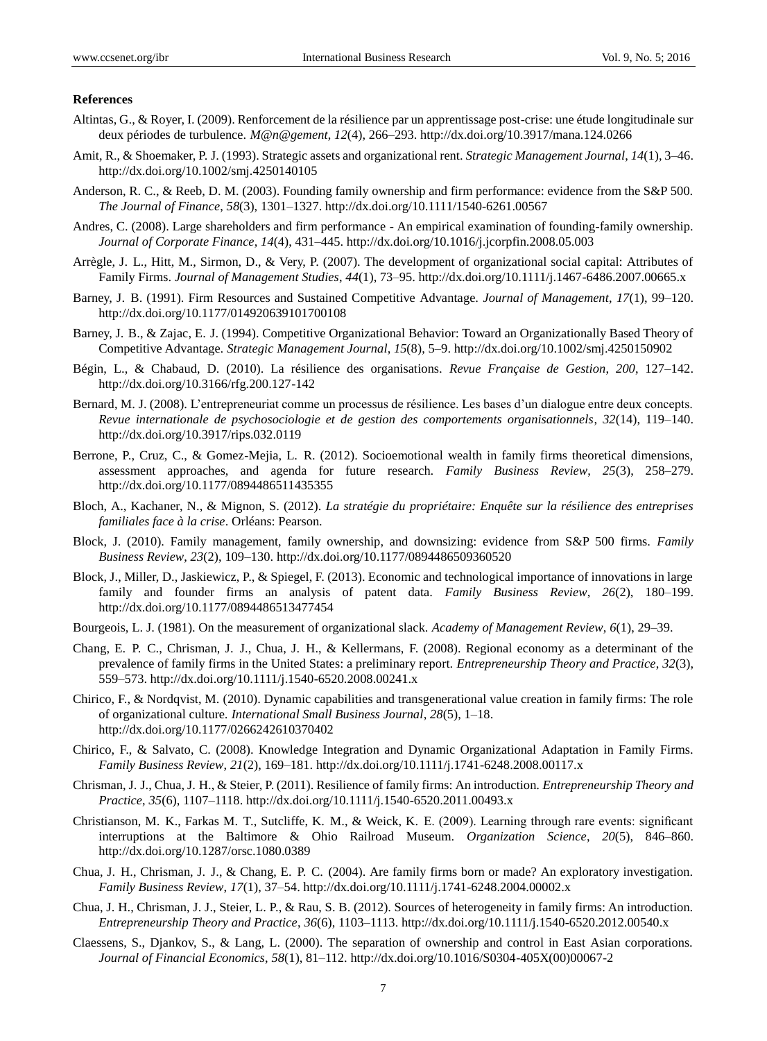**References**

Altintas, G., & Royer, I. (2009). Renforcement de la résilience par un apprentissage post-crise: une étude longitudinale sur deux périodes de turbulence. *M@n@gement*, *12*(4), 266–293. http://dx.doi.org/10.3917/mana.124.0266

Amit, R., & Shoemaker, P. J. (1993). Strategic assets and organizational rent. *Strategic Management Journal*, *14*(1), 3–46. http://dx.doi.org/10.1002/smj.4250140105

Anderson, R. C., & Reeb, D. M. (2003). Founding family ownership and firm performance: evidence from the S&P 500. *The Journal of Finance*, *58*(3), 1301–1327. http://dx.doi.org/10.1111/1540-6261.00567

Andres, C. (2008). Large shareholders and firm performance - An empirical examination of founding-family ownership. *Journal of Corporate Finance*, *14*(4), 431–445. http://dx.doi.org/10.1016/j.jcorpfin.2008.05.003

Arrègle, J. L., Hitt, M., Sirmon, D., & Very, P. (2007). The development of organizational social capital: Attributes of Family Firms. *Journal of Management Studies*, *44*(1), 73–95. http://dx.doi.org/10.1111/j.1467-6486.2007.00665.x

Barney, J. B. (1991). Firm Resources and Sustained Competitive Advantage. *Journal of Management*, *17*(1), 99–120. http://dx.doi.org/10.1177/014920639101700108

Barney, J. B., & Zajac, E. J. (1994). Competitive Organizational Behavior: Toward an Organizationally Based Theory of Competitive Advantage. *Strategic Management Journal*, *15*(8), 5–9. http://dx.doi.org/10.1002/smj.4250150902

Bégin, L., & Chabaud, D. (2010). La résilience des organisations. *Revue Française de Gestion*, *200*, 127–142. http://dx.doi.org/10.3166/rfg.200.127-142

Bernard, M. J. (2008). L'entrepreneuriat comme un processus de résilience. Les bases d'un dialogue entre deux concepts. *Revue internationale de psychosociologie et de gestion des comportements organisationnels*, *32*(14), 119–140. http://dx.doi.org/10.3917/rips.032.0119

Berrone, P., Cruz, C., & Gomez-Mejia, L. R. (2012). Socioemotional wealth in family firms theoretical dimensions, assessment approaches, and agenda for future research. *Family Business Review*, *25*(3), 258–279. http://dx.doi.org/10.1177/0894486511435355

Bloch, A., Kachaner, N., & Mignon, S. (2012). *La stratégie du propriétaire: Enquête sur la résilience des entreprises familiales face à la crise*. Orléans: Pearson.

Block, J. (2010). Family management, family ownership, and downsizing: evidence from S&P 500 firms. *Family Business Review*, *23*(2), 109–130. http://dx.doi.org/10.1177/0894486509360520

Block, J., Miller, D., Jaskiewicz, P., & Spiegel, F. (2013). Economic and technological importance of innovations in large family and founder firms an analysis of patent data. *Family Business Review*, *26*(2), 180–199. http://dx.doi.org/10.1177/0894486513477454

Bourgeois, L. J. (1981). On the measurement of organizational slack. *Academy of Management Review*, *6*(1), 29–39.

Chang, E. P. C., Chrisman, J. J., Chua, J. H., & Kellermans, F. (2008). Regional economy as a determinant of the prevalence of family firms in the United States: a preliminary report. *Entrepreneurship Theory and Practice*, *32*(3), 559–573. http://dx.doi.org/10.1111/j.1540-6520.2008.00241.x

Chirico, F., & Nordqvist, M. (2010). Dynamic capabilities and transgenerational value creation in family firms: The role of organizational culture. *International Small Business Journal*, *28*(5), 1–18. http://dx.doi.org/10.1177/0266242610370402

Chirico, F., & Salvato, C. (2008). Knowledge Integration and Dynamic Organizational Adaptation in Family Firms. *Family Business Review*, *21*(2), 169–181. http://dx.doi.org/10.1111/j.1741-6248.2008.00117.x

Chrisman, J. J., Chua, J. H., & Steier, P. (2011). Resilience of family firms: An introduction. *Entrepreneurship Theory and Practice*, *35*(6), 1107–1118. http://dx.doi.org/10.1111/j.1540-6520.2011.00493.x

Christianson, M. K., Farkas M. T., Sutcliffe, K. M., & Weick, K. E. (2009). Learning through rare events: significant interruptions at the Baltimore & Ohio Railroad Museum. *Organization Science*, *20*(5), 846–860. http://dx.doi.org/10.1287/orsc.1080.0389

Chua, J. H., Chrisman, J. J., & Chang, E. P. C. (2004). Are family firms born or made? An exploratory investigation. *Family Business Review*, *17*(1), 37–54. http://dx.doi.org/10.1111/j.1741-6248.2004.00002.x

Chua, J. H., Chrisman, J. J., Steier, L. P., & Rau, S. B. (2012). Sources of heterogeneity in family firms: An introduction. *Entrepreneurship Theory and Practice*, *36*(6), 1103–1113. http://dx.doi.org/10.1111/j.1540-6520.2012.00540.x

Claessens, S., Djankov, S., & Lang, L. (2000). The separation of ownership and control in East Asian corporations. *Journal of Financial Economics*, *58*(1), 81–112. http://dx.doi.org/10.1016/S0304-405X(00)00067-2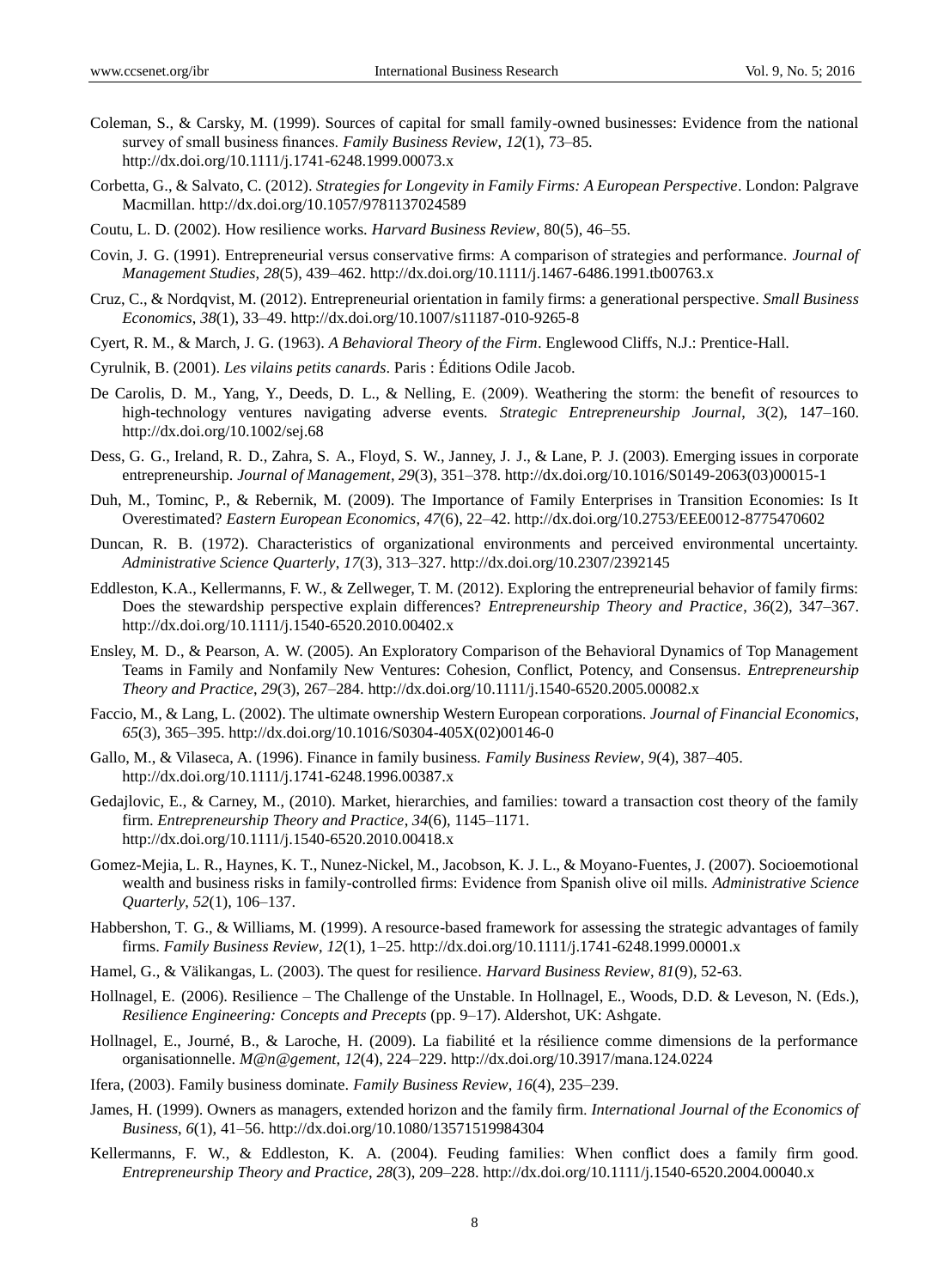Coleman, S., & Carsky, M. (1999). Sources of capital for small family-owned businesses: Evidence from the national survey of small business finances. *Family Business Review*, *12*(1), 73–85. http://dx.doi.org/10.1111/j.1741-6248.1999.00073.x

Corbetta, G., & Salvato, C. (2012). *Strategies for Longevity in Family Firms: A European Perspective*. London: Palgrave Macmillan. http://dx.doi.org/10.1057/9781137024589

Coutu, L. D. (2002). How resilience works. *Harvard Business Review*, 80(5), 46–55.

Covin, J. G. (1991). Entrepreneurial versus conservative firms: A comparison of strategies and performance. *Journal of Management Studies*, *28*(5), 439–462. http://dx.doi.org/10.1111/j.1467-6486.1991.tb00763.x

Cruz, C., & Nordqvist, M. (2012). Entrepreneurial orientation in family firms: a generational perspective. *Small Business Economics*, *38*(1), 33–49. http://dx.doi.org/10.1007/s11187-010-9265-8

Cyert, R. M., & March, J. G. (1963). *A Behavioral Theory of the Firm*. Englewood Cliffs, N.J.: Prentice-Hall.

Cyrulnik, B. (2001). *Les vilains petits canards*. Paris : Éditions Odile Jacob.

De Carolis, D. M., Yang, Y., Deeds, D. L., & Nelling, E. (2009). Weathering the storm: the benefit of resources to high-technology ventures navigating adverse events. *Strategic Entrepreneurship Journal*, *3*(2), 147–160. http://dx.doi.org/10.1002/sej.68

Dess, G. G., Ireland, R. D., Zahra, S. A., Floyd, S. W., Janney, J. J., & Lane, P. J. (2003). Emerging issues in corporate entrepreneurship. *Journal of Management*, *29*(3), 351–378. http://dx.doi.org/10.1016/S0149-2063(03)00015-1

Duh, M., Tominc, P., & Rebernik, M. (2009). The Importance of Family Enterprises in Transition Economies: Is It Overestimated? *Eastern European Economics*, *47*(6), 22–42. http://dx.doi.org/10.2753/EEE0012-8775470602

Duncan, R. B. (1972). Characteristics of organizational environments and perceived environmental uncertainty. *Administrative Science Quarterly*, *17*(3), 313–327. http://dx.doi.org/10.2307/2392145

Eddleston, K.A., Kellermanns, F. W., & Zellweger, T. M. (2012). Exploring the entrepreneurial behavior of family firms: Does the stewardship perspective explain differences? *Entrepreneurship Theory and Practice*, *36*(2), 347–367. http://dx.doi.org/10.1111/j.1540-6520.2010.00402.x

Ensley, M. D., & Pearson, A. W. (2005). An Exploratory Comparison of the Behavioral Dynamics of Top Management Teams in Family and Nonfamily New Ventures: Cohesion, Conflict, Potency, and Consensus. *Entrepreneurship Theory and Practice*, *29*(3), 267–284. http://dx.doi.org/10.1111/j.1540-6520.2005.00082.x

Faccio, M., & Lang, L. (2002). The ultimate ownership Western European corporations. *Journal of Financial Economics*, *65*(3), 365–395. http://dx.doi.org/10.1016/S0304-405X(02)00146-0

Gallo, M., & Vilaseca, A. (1996). Finance in family business. *Family Business Review*, *9*(4), 387–405. http://dx.doi.org/10.1111/j.1741-6248.1996.00387.x

Gedajlovic, E., & Carney, M., (2010). Market, hierarchies, and families: toward a transaction cost theory of the family firm. *Entrepreneurship Theory and Practice*, *34*(6), 1145–1171. http://dx.doi.org/10.1111/j.1540-6520.2010.00418.x

Gomez-Mejia, L. R., Haynes, K. T., Nunez-Nickel, M., Jacobson, K. J. L., & Moyano-Fuentes, J. (2007). Socioemotional wealth and business risks in family-controlled firms: Evidence from Spanish olive oil mills. *Administrative Science Quarterly*, *52*(1), 106–137.

Habbershon, T. G., & Williams, M. (1999). A resource-based framework for assessing the strategic advantages of family firms. *Family Business Review*, *12*(1), 1–25. http://dx.doi.org/10.1111/j.1741-6248.1999.00001.x

Hamel, G., & Välikangas, L. (2003). The quest for resilience. *Harvard Business Review*, *81*(9), 52-63.

Hollnagel, E. (2006). Resilience – The Challenge of the Unstable. In Hollnagel, E., Woods, D.D. & Leveson, N. (Eds.), *Resilience Engineering: Concepts and Precepts* (pp. 9–17). Aldershot, UK: Ashgate.

Hollnagel, E., Journé, B., & Laroche, H. (2009). La fiabilité et la résilience comme dimensions de la performance organisationnelle. *M@n@gement*, *12*(4), 224–229. http://dx.doi.org/10.3917/mana.124.0224

Ifera, (2003). Family business dominate. *Family Business Review*, *16*(4), 235–239.

James, H. (1999). Owners as managers, extended horizon and the family firm. *International Journal of the Economics of Business*, *6*(1), 41–56. http://dx.doi.org/10.1080/13571519984304

Kellermanns, F. W., & Eddleston, K. A. (2004). Feuding families: When conflict does a family firm good. *Entrepreneurship Theory and Practice*, *28*(3), 209–228. http://dx.doi.org/10.1111/j.1540-6520.2004.00040.x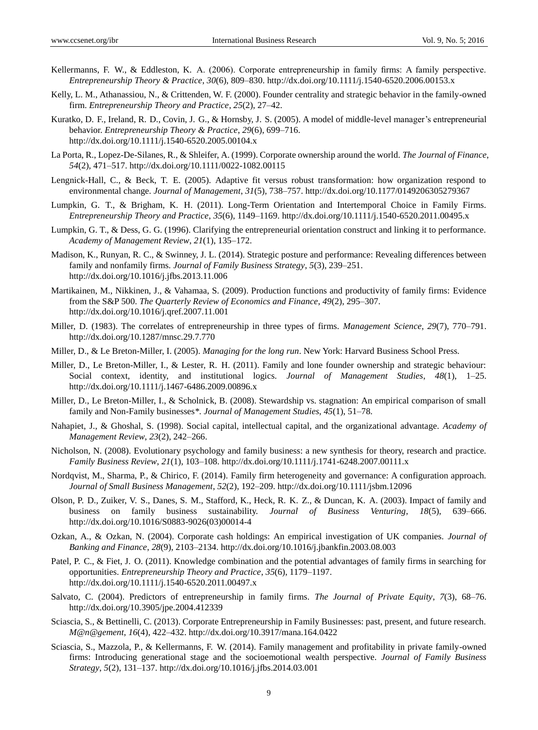Kellermanns, F. W., & Eddleston, K. A. (2006). Corporate entrepreneurship in family firms: A family perspective. *Entrepreneurship Theory & Practice*, *30*(6), 809–830. http://dx.doi.org/10.1111/j.1540-6520.2006.00153.x

Kelly, L. M., Athanassiou, N., & Crittenden, W. F. (2000). Founder centrality and strategic behavior in the family-owned firm. *Entrepreneurship Theory and Practice*, *25*(2), 27–42.

Kuratko, D. F., Ireland, R. D., Covin, J. G., & Hornsby, J. S. (2005). A model of middle-level manager's entrepreneurial behavior. *Entrepreneurship Theory & Practice*, *29*(6), 699–716. http://dx.doi.org/10.1111/j.1540-6520.2005.00104.x

La Porta, R., Lopez-De-Silanes, R., & Shleifer, A. (1999). Corporate ownership around the world. *The Journal of Finance*, *54*(2), 471–517. http://dx.doi.org/10.1111/0022-1082.00115

Lengnick-Hall, C., & Beck, T. E. (2005). Adaptive fit versus robust transformation: how organization respond to environmental change. *Journal of Management*, *31*(5), 738–757. http://dx.doi.org/10.1177/0149206305279367

Lumpkin, G. T., & Brigham, K. H. (2011). Long-Term Orientation and Intertemporal Choice in Family Firms. *Entrepreneurship Theory and Practice*, *35*(6), 1149–1169. http://dx.doi.org/10.1111/j.1540-6520.2011.00495.x

Lumpkin, G. T., & Dess, G. G. (1996). Clarifying the entrepreneurial orientation construct and linking it to performance. *Academy of Management Review*, *21*(1), 135–172.

Madison, K., Runyan, R. C., & Swinney, J. L. (2014). Strategic posture and performance: Revealing differences between family and nonfamily firms. *Journal of Family Business Strategy*, *5*(3), 239–251. http://dx.doi.org/10.1016/j.jfbs.2013.11.006

Martikainen, M., Nikkinen, J., & Vahamaa, S. (2009). Production functions and productivity of family firms: Evidence from the S&P 500. *The Quarterly Review of Economics and Finance*, *49*(2), 295–307. http://dx.doi.org/10.1016/j.qref.2007.11.001

Miller, D. (1983). The correlates of entrepreneurship in three types of firms. *Management Science*, *29*(7), 770–791. http://dx.doi.org/10.1287/mnsc.29.7.770

Miller, D., & Le Breton-Miller, I. (2005). *Managing for the long run*. New York: Harvard Business School Press.

Miller, D., Le Breton-Miller, I., & Lester, R. H. (2011). Family and lone founder ownership and strategic behaviour: Social context, identity, and institutional logics. *Journal of Management Studies*, *48*(1), 1–25. http://dx.doi.org/10.1111/j.1467-6486.2009.00896.x

Miller, D., Le Breton-Miller, I., & Scholnick, B. (2008). Stewardship vs. stagnation: An empirical comparison of small family and Non-Family businesses*. *Journal of Management Studies*, *45*(1), 51–78.

Nahapiet, J., & Ghoshal, S. (1998). Social capital, intellectual capital, and the organizational advantage. *Academy of Management Review*, *23*(2), 242–266.

Nicholson, N. (2008). Evolutionary psychology and family business: a new synthesis for theory, research and practice. *Family Business Review*, *21*(1), 103–108. http://dx.doi.org/10.1111/j.1741-6248.2007.00111.x

Nordqvist, M., Sharma, P., & Chirico, F. (2014). Family firm heterogeneity and governance: A configuration approach. *Journal of Small Business Management*, *52*(2), 192–209. http://dx.doi.org/10.1111/jsbm.12096

Olson, P. D., Zuiker, V. S., Danes, S. M., Stafford, K., Heck, R. K. Z., & Duncan, K. A. (2003). Impact of family and business on family business sustainability. *Journal of Business Venturing*, *18*(5), 639–666. http://dx.doi.org/10.1016/S0883-9026(03)00014-4

Ozkan, A., & Ozkan, N. (2004). Corporate cash holdings: An empirical investigation of UK companies. *Journal of Banking and Finance*, *28*(9), 2103–2134. http://dx.doi.org/10.1016/j.jbankfin.2003.08.003

Patel, P. C., & Fiet, J. O. (2011). Knowledge combination and the potential advantages of family firms in searching for opportunities. *Entrepreneurship Theory and Practice*, *35*(6), 1179–1197. http://dx.doi.org/10.1111/j.1540-6520.2011.00497.x

Salvato, C. (2004). Predictors of entrepreneurship in family firms. *The Journal of Private Equity*, *7*(3), 68–76. http://dx.doi.org/10.3905/jpe.2004.412339

Sciascia, S., & Bettinelli, C. (2013). Corporate Entrepreneurship in Family Businesses: past, present, and future research. *M@n@gement*, *16*(4), 422–432. http://dx.doi.org/10.3917/mana.164.0422

Sciascia, S., Mazzola, P., & Kellermanns, F. W. (2014). Family management and profitability in private family-owned firms: Introducing generational stage and the socioemotional wealth perspective. *Journal of Family Business Strategy*, *5*(2), 131–137. http://dx.doi.org/10.1016/j.jfbs.2014.03.001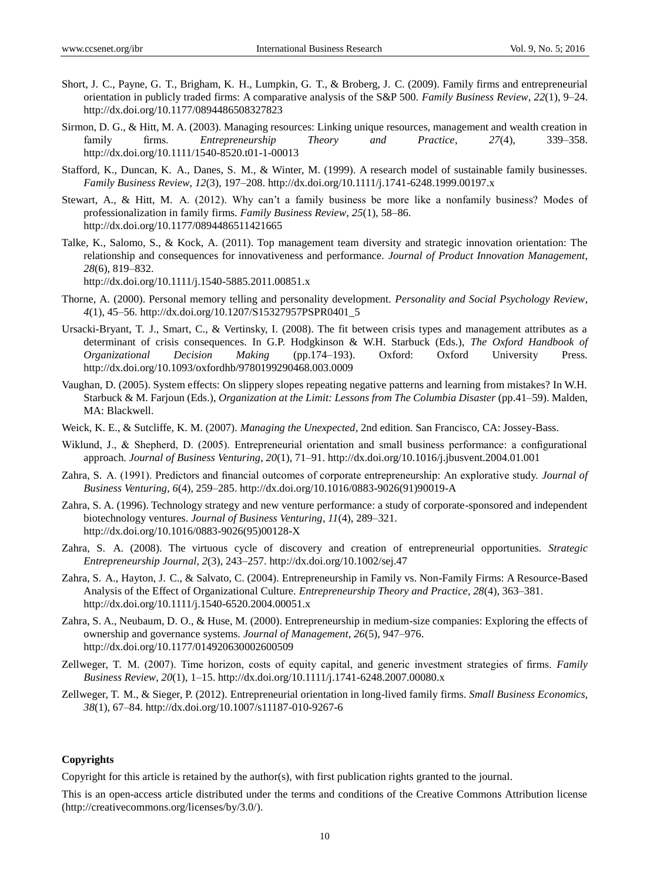Short, J. C., Payne, G. T., Brigham, K. H., Lumpkin, G. T., & Broberg, J. C. (2009). Family firms and entrepreneurial orientation in publicly traded firms: A comparative analysis of the S&P 500. *Family Business Review*, *22*(1), 9–24. http://dx.doi.org/10.1177/0894486508327823

Sirmon, D. G., & Hitt, M. A. (2003). Managing resources: Linking unique resources, management and wealth creation in family firms. *Entrepreneurship Theory and Practice*, *27*(4), 339–358. http://dx.doi.org/10.1111/1540-8520.t01-1-00013

Stafford, K., Duncan, K. A., Danes, S. M., & Winter, M. (1999). A research model of sustainable family businesses. *Family Business Review*, *12*(3), 197–208. http://dx.doi.org/10.1111/j.1741-6248.1999.00197.x

Stewart, A., & Hitt, M. A. (2012). Why can't a family business be more like a nonfamily business? Modes of professionalization in family firms. *Family Business Review*, *25*(1), 58–86. http://dx.doi.org/10.1177/0894486511421665

Talke, K., Salomo, S., & Kock, A. (2011). Top management team diversity and strategic innovation orientation: The relationship and consequences for innovativeness and performance. *Journal of Product Innovation Management*, *28*(6), 819–832. http://dx.doi.org/10.1111/j.1540-5885.2011.00851.x

Thorne, A. (2000). Personal memory telling and personality development. *Personality and Social Psychology Review*, *4*(1), 45–56. http://dx.doi.org/10.1207/S15327957PSPR0401_5

Ursacki-Bryant, T. J., Smart, C., & Vertinsky, I. (2008). The fit between crisis types and management attributes as a determinant of crisis consequences. In G.P. Hodgkinson & W.H. Starbuck (Eds.), *The Oxford Handbook of Organizational Decision Making* (pp.174–193). Oxford: Oxford University Press. http://dx.doi.org/10.1093/oxfordhb/9780199290468.003.0009

Vaughan, D. (2005). System effects: On slippery slopes repeating negative patterns and learning from mistakes? In W.H. Starbuck & M. Farjoun (Eds.), *Organization at the Limit: Lessons from The Columbia Disaster* (pp.41–59). Malden, MA: Blackwell.

Weick, K. E., & Sutcliffe, K. M. (2007). *Managing the Unexpected*, 2nd edition. San Francisco, CA: Jossey-Bass.

Wiklund, J., & Shepherd, D. (2005). Entrepreneurial orientation and small business performance: a configurational approach. *Journal of Business Venturing*, *20*(1), 71–91. http://dx.doi.org/10.1016/j.jbusvent.2004.01.001

Zahra, S. A. (1991). Predictors and financial outcomes of corporate entrepreneurship: An explorative study. *Journal of Business Venturing*, *6*(4), 259–285. http://dx.doi.org/10.1016/0883-9026(91)90019-A

Zahra, S. A. (1996). Technology strategy and new venture performance: a study of corporate-sponsored and independent biotechnology ventures. *Journal of Business Venturing*, *11*(4), 289–321. http://dx.doi.org/10.1016/0883-9026(95)00128-X

Zahra, S. A. (2008). The virtuous cycle of discovery and creation of entrepreneurial opportunities. *Strategic Entrepreneurship Journal*, *2*(3), 243–257. http://dx.doi.org/10.1002/sej.47

Zahra, S. A., Hayton, J. C., & Salvato, C. (2004). Entrepreneurship in Family vs. Non-Family Firms: A Resource-Based Analysis of the Effect of Organizational Culture. *Entrepreneurship Theory and Practice*, *28*(4), 363–381. http://dx.doi.org/10.1111/j.1540-6520.2004.00051.x

Zahra, S. A., Neubaum, D. O., & Huse, M. (2000). Entrepreneurship in medium-size companies: Exploring the effects of ownership and governance systems. *Journal of Management*, *26*(5), 947–976. http://dx.doi.org/10.1177/014920630002600509

Zellweger, T. M. (2007). Time horizon, costs of equity capital, and generic investment strategies of firms. *Family Business Review*, *20*(1), 1–15. http://dx.doi.org/10.1111/j.1741-6248.2007.00080.x

Zellweger, T. M., & Sieger, P. (2012). Entrepreneurial orientation in long-lived family firms. *Small Business Economics*, *38*(1), 67–84. http://dx.doi.org/10.1007/s11187-010-9267-6

### Copyrights

Copyright for this article is retained by the author(s), with first publication rights granted to the journal.

This is an open-access article distributed under the terms and conditions of the Creative Commons Attribution license (http://creativecommons.org/licenses/by/3.0/).